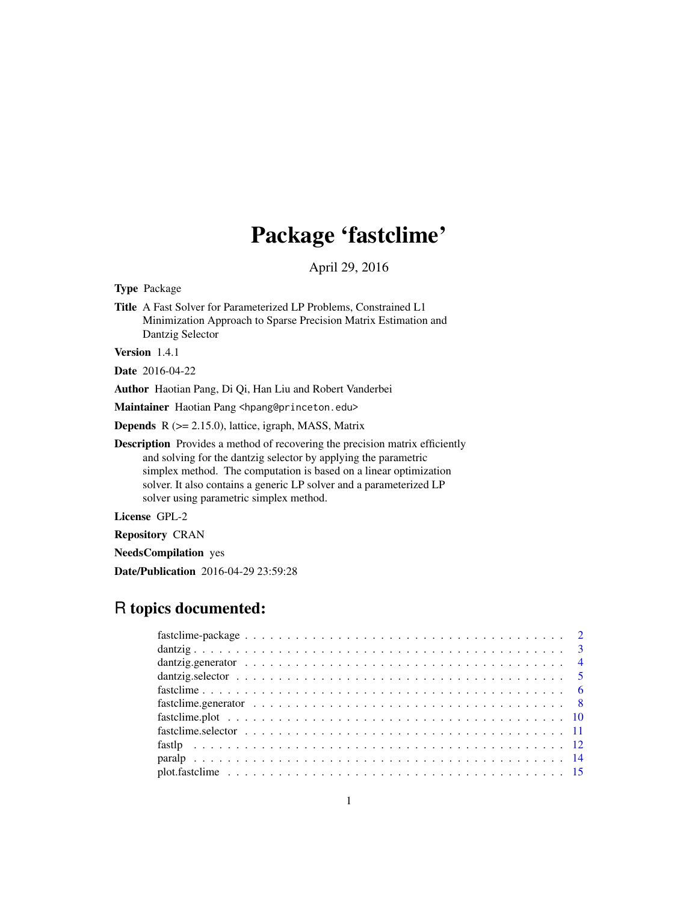# Package 'fastclime'

April 29, 2016

**Type** Package

**Title** A Fast Solver for Parameterized LP Problems, Constrained L1 Minimization Approach to Sparse Precision Matrix Estimation and Dantzig Selector

**Version** 1.4.1

**Date** 2016-04-22

**Author** Haotian Pang, Di Qi, Han Liu and Robert Vanderbei

**Maintainer** Haotian Pang <hpang@princeton.edu>

**Depends** R (>= 2.15.0), lattice, igraph, MASS, Matrix

**Description** Provides a method of recovering the precision matrix efficiently and solving for the dantzig selector by applying the parametric simplex method. The computation is based on a linear optimization solver. It also contains a generic LP solver and a parameterized LP solver using parametric simplex method.

**License** GPL-2

**Repository** CRAN

**NeedsCompilation** yes

**Date/Publication** 2016-04-29 23:59:28

## R topics documented:

| | |
|---|---|
| fastclime-package | 2 |
| dantzig | 3 |
| dantzig.generator | 4 |
| dantzig.selector | 5 |
| fastclime | 6 |
| fastclime.generator | 8 |
| fastclime.plot | 10 |
| fastclime.selector | 11 |
| fastlp | 12 |
| paralp | 14 |
| plot.fastclime | 15 |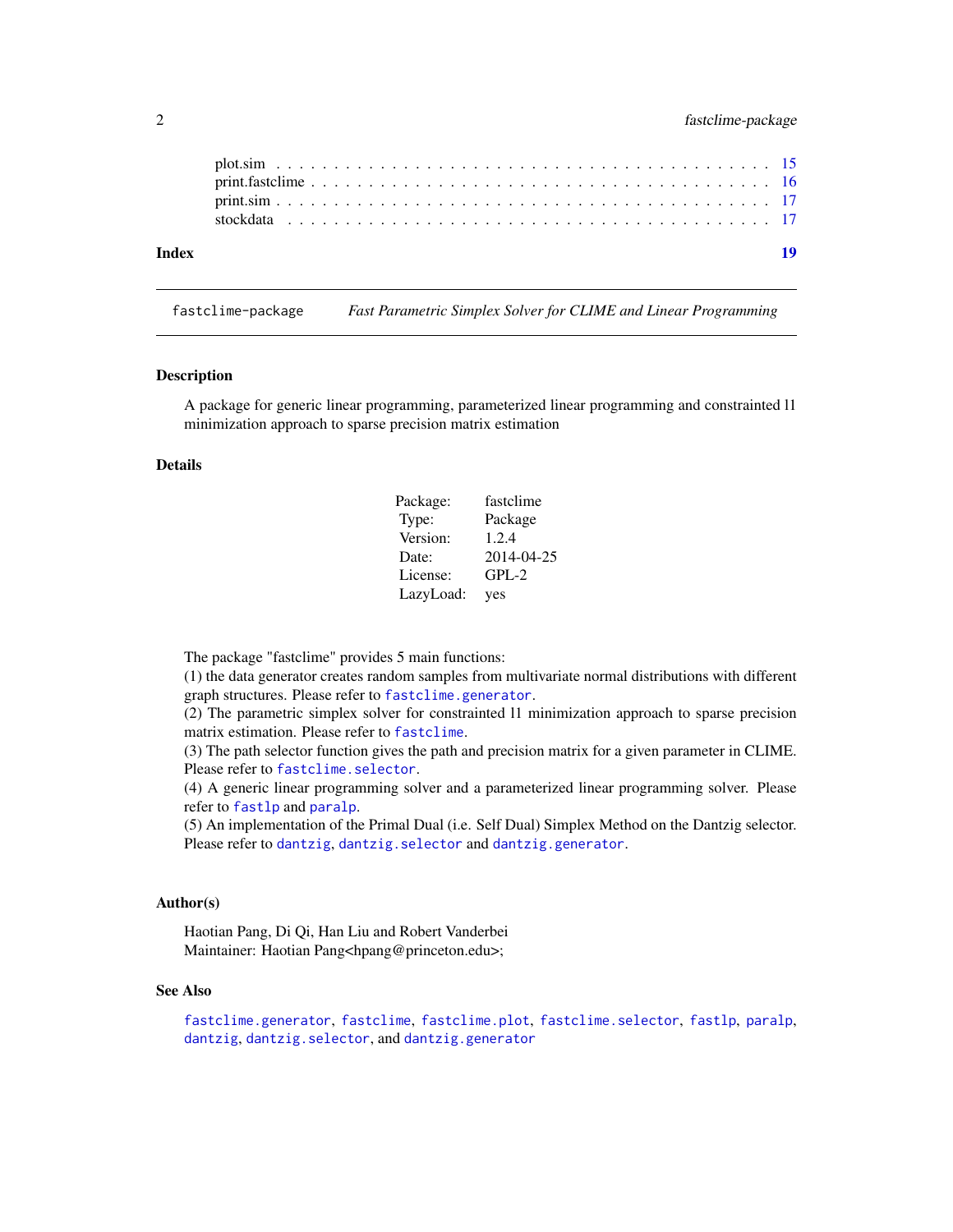plot.sim . . . . . . . . . . . . . . . . . . . . . . . . . . . . . . . . . . . . . . . . . 15
print.fastclime . . . . . . . . . . . . . . . . . . . . . . . . . . . . . . . . . . . . . . 16
print.sim . . . . . . . . . . . . . . . . . . . . . . . . . . . . . . . . . . . . . . . . . 17
stockdata . . . . . . . . . . . . . . . . . . . . . . . . . . . . . . . . . . . . . . . . 17

**Index** **19**

---

`fastclime-package` *Fast Parametric Simplex Solver for CLIME and Linear Programming*

---

## Description

A package for generic linear programming, parameterized linear programming and constrainted l1 minimization approach to sparse precision matrix estimation

## Details

| | |
|---|---|
| Package: | fastclime |
| Type: | Package |
| Version: | 1.2.4 |
| Date: | 2014-04-25 |
| License: | GPL-2 |
| LazyLoad: | yes |

The package "fastclime" provides 5 main functions:
(1) the data generator creates random samples from multivariate normal distributions with different graph structures. Please refer to `fastclime.generator`.
(2) The parametric simplex solver for constrainted l1 minimization approach to sparse precision matrix estimation. Please refer to `fastclime`.
(3) The path selector function gives the path and precision matrix for a given parameter in CLIME. Please refer to `fastclime.selector`.
(4) A generic linear programming solver and a parameterized linear programming solver. Please refer to `fastlp` and `paralp`.
(5) An implementation of the Primal Dual (i.e. Self Dual) Simplex Method on the Dantzig selector. Please refer to `dantzig`, `dantzig.selector` and `dantzig.generator`.

## Author(s)

Haotian Pang, Di Qi, Han Liu and Robert Vanderbei
Maintainer: Haotian Pang<hpang@princeton.edu>;

## See Also

`fastclime.generator`, `fastclime`, `fastclime.plot`, `fastclime.selector`, `fastlp`, `paralp`, `dantzig`, `dantzig.selector`, and `dantzig.generator`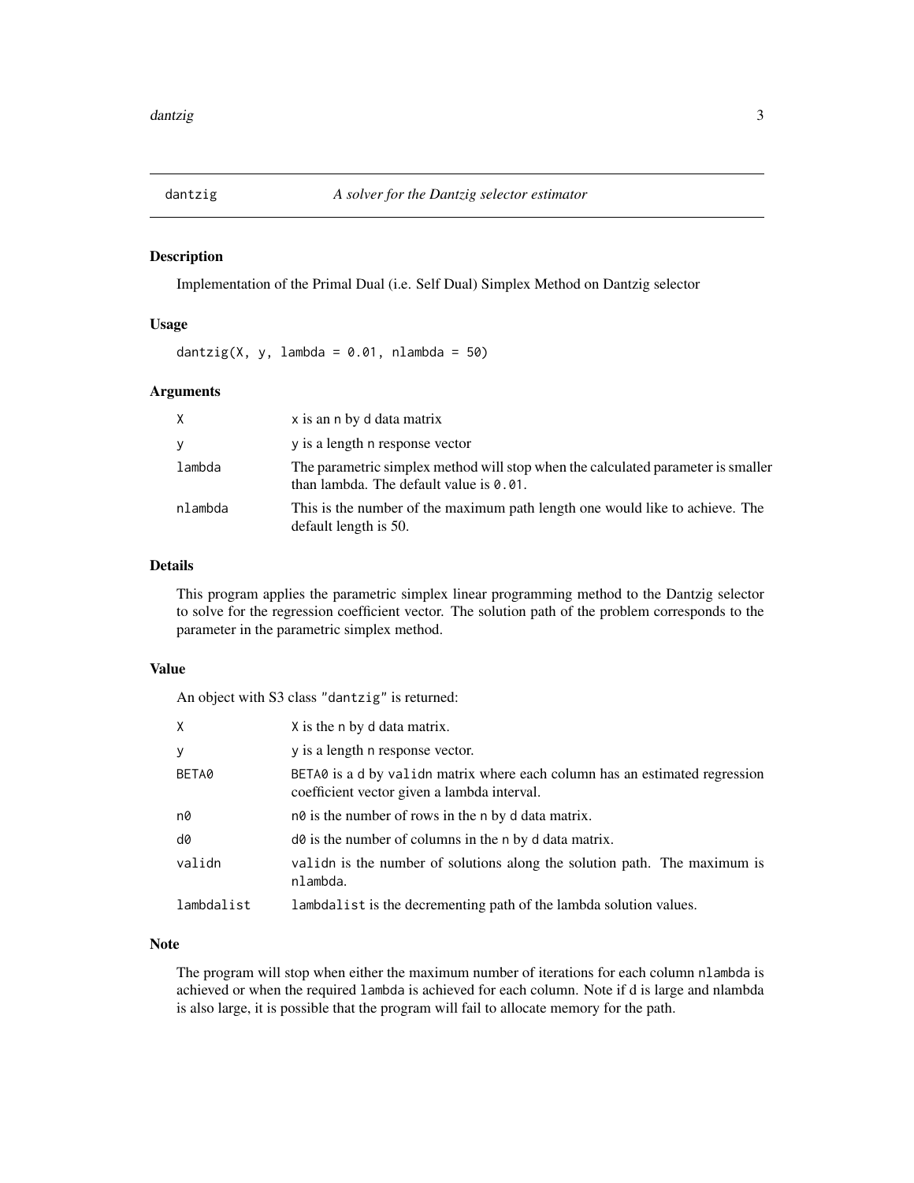# dantzig — *A solver for the Dantzig selector estimator*

## Description

Implementation of the Primal Dual (i.e. Self Dual) Simplex Method on Dantzig selector

## Usage

```
dantzig(X, y, lambda = 0.01, nlambda = 50)
```

## Arguments

| | |
|---|---|
| `X` | x is an n by d data matrix |
| `y` | y is a length n response vector |
| `lambda` | The parametric simplex method will stop when the calculated parameter is smaller than lambda. The default value is `0.01`. |
| `nlambda` | This is the number of the maximum path length one would like to achieve. The default length is 50. |

## Details

This program applies the parametric simplex linear programming method to the Dantzig selector to solve for the regression coefficient vector. The solution path of the problem corresponds to the parameter in the parametric simplex method.

## Value

An object with S3 class `"dantzig"` is returned:

| | |
|---|---|
| `X` | `X` is the `n` by `d` data matrix. |
| `y` | `y` is a length `n` response vector. |
| `BETA0` | `BETA0` is a `d` by `validn` matrix where each column has an estimated regression coefficient vector given a lambda interval. |
| `n0` | `n0` is the number of rows in the `n` by `d` data matrix. |
| `d0` | `d0` is the number of columns in the `n` by `d` data matrix. |
| `validn` | `validn` is the number of solutions along the solution path. The maximum is `nlambda`. |
| `lambdalist` | `lambdalist` is the decrementing path of the lambda solution values. |

## Note

The program will stop when either the maximum number of iterations for each column `nlambda` is achieved or when the required `lambda` is achieved for each column. Note if d is large and nlambda is also large, it is possible that the program will fail to allocate memory for the path.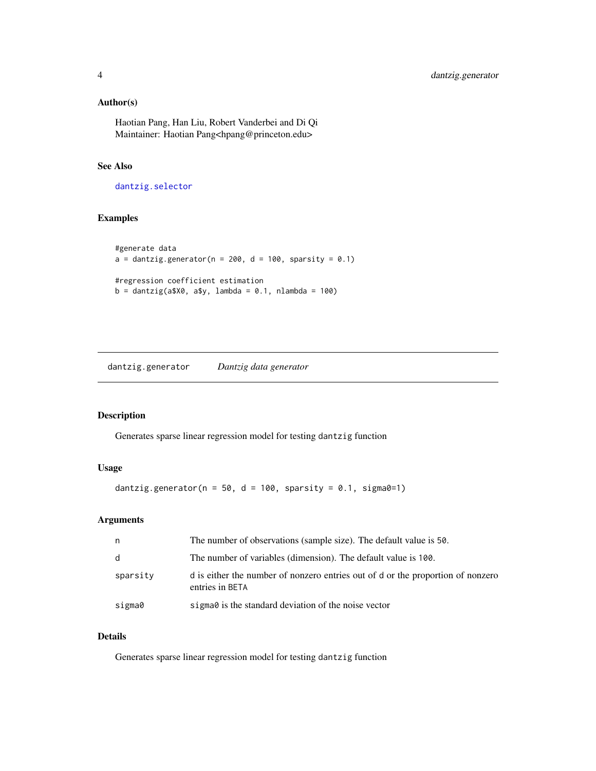## Author(s)

Haotian Pang, Han Liu, Robert Vanderbei and Di Qi
Maintainer: Haotian Pang<hpang@princeton.edu>

## See Also

dantzig.selector

## Examples

```
#generate data
a = dantzig.generator(n = 200, d = 100, sparsity = 0.1)

#regression coefficient estimation
b = dantzig(a$X0, a$y, lambda = 0.1, nlambda = 100)
```

---

# dantzig.generator *Dantzig data generator*

## Description

Generates sparse linear regression model for testing `dantzig` function

## Usage

```
dantzig.generator(n = 50, d = 100, sparsity = 0.1, sigma0=1)
```

## Arguments

| | |
|---|---|
| n | The number of observations (sample size). The default value is 50. |
| d | The number of variables (dimension). The default value is 100. |
| sparsity | d is either the number of nonzero entries out of of d or the proportion of nonzero entries in BETA |
| sigma0 | sigma0 is the standard deviation of the noise vector |

## Details

Generates sparse linear regression model for testing `dantzig` function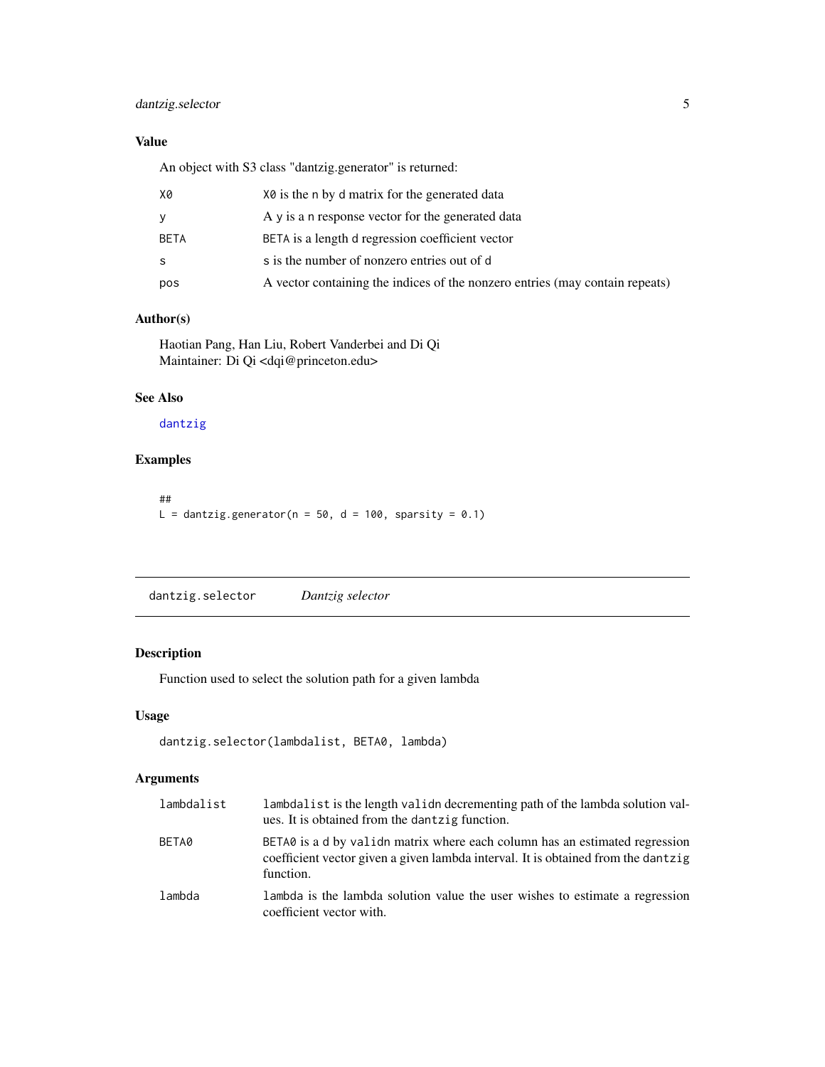### Value

An object with S3 class "dantzig.generator" is returned:

| | |
|---|---|
| `X0` | `X0` is the `n` by `d` matrix for the generated data |
| `y` | A `y` is a `n` response vector for the generated data |
| `BETA` | `BETA` is a length `d` regression coefficient vector |
| `s` | `s` is the number of nonzero entries out of `d` |
| `pos` | A vector containing the indices of the nonzero entries (may contain repeats) |

### Author(s)

Haotian Pang, Han Liu, Robert Vanderbei and Di Qi
Maintainer: Di Qi <dqi@princeton.edu>

### See Also

`dantzig`

### Examples

```
##
L = dantzig.generator(n = 50, d = 100, sparsity = 0.1)
```

---

## `dantzig.selector` *Dantzig selector*

---

### Description

Function used to select the solution path for a given lambda

### Usage

```
dantzig.selector(lambdalist, BETA0, lambda)
```

### Arguments

| | |
|---|---|
| `lambdalist` | `lambdalist` is the length `validn` decrementing path of the lambda solution values. It is obtained from the `dantzig` function. |
| `BETA0` | `BETA0` is a `d` by `validn` matrix where each column has an estimated regression coefficient vector given a given lambda interval. It is obtained from the `dantzig` function. |
| `lambda` | `lambda` is the lambda solution value the user wishes to estimate a regression coefficient vector with. |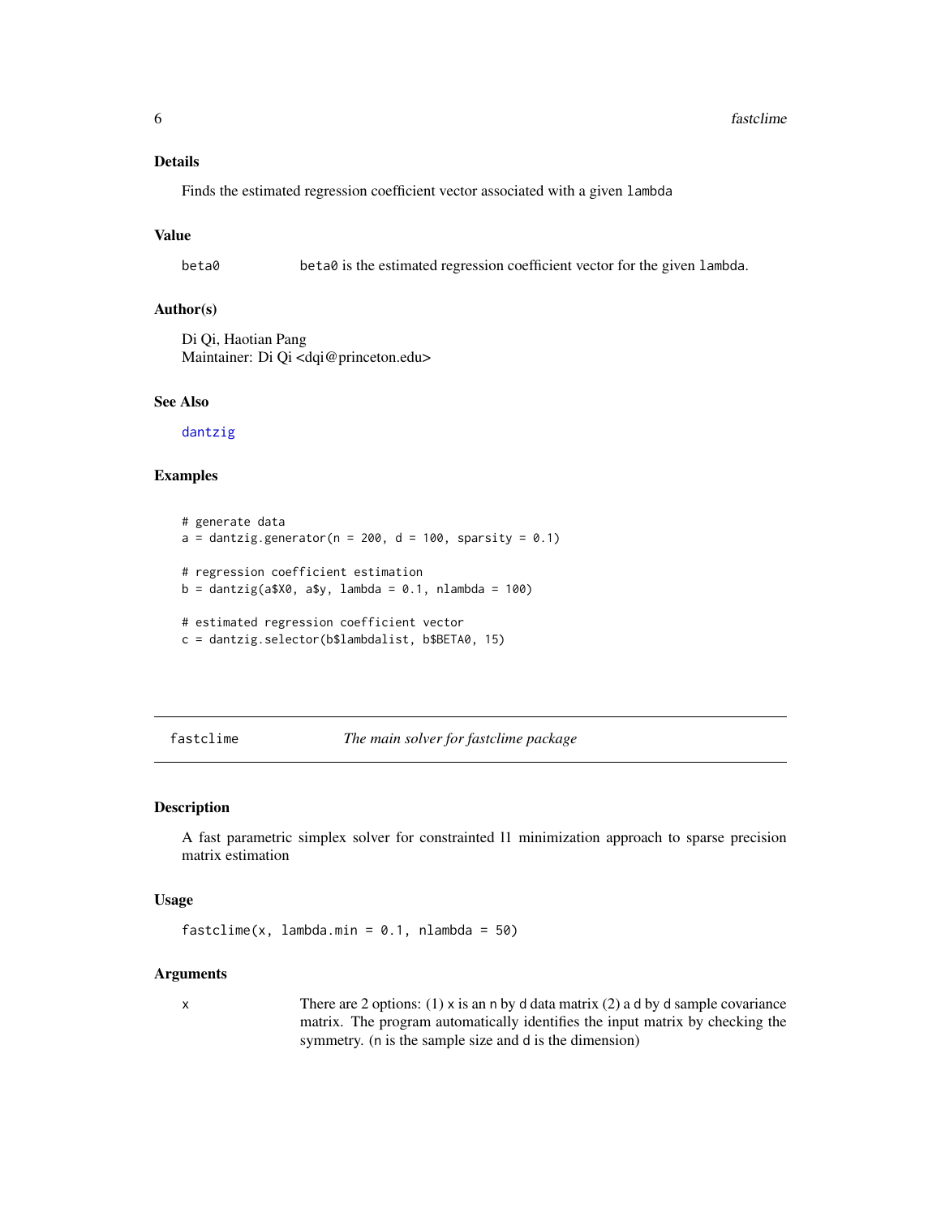### Details

Finds the estimated regression coefficient vector associated with a given `lambda`

### Value

`beta0` — `beta0` is the estimated regression coefficient vector for the given `lambda`.

### Author(s)

Di Qi, Haotian Pang
Maintainer: Di Qi <dqi@princeton.edu>

### See Also

dantzig

### Examples

```
# generate data
a = dantzig.generator(n = 200, d = 100, sparsity = 0.1)

# regression coefficient estimation
b = dantzig(a$X0, a$y, lambda = 0.1, nlambda = 100)

# estimated regression coefficient vector
c = dantzig.selector(b$lambdalist, b$BETA0, 15)
```

---

## fastclime — *The main solver for fastclime package*

### Description

A fast parametric simplex solver for constrainted l1 minimization approach to sparse precision matrix estimation

### Usage

```
fastclime(x, lambda.min = 0.1, nlambda = 50)
```

### Arguments

`x` — There are 2 options: (1) `x` is an `n` by `d` data matrix (2) a `d` by `d` sample covariance matrix. The program automatically identifies the input matrix by checking the symmetry. (`n` is the sample size and `d` is the dimension)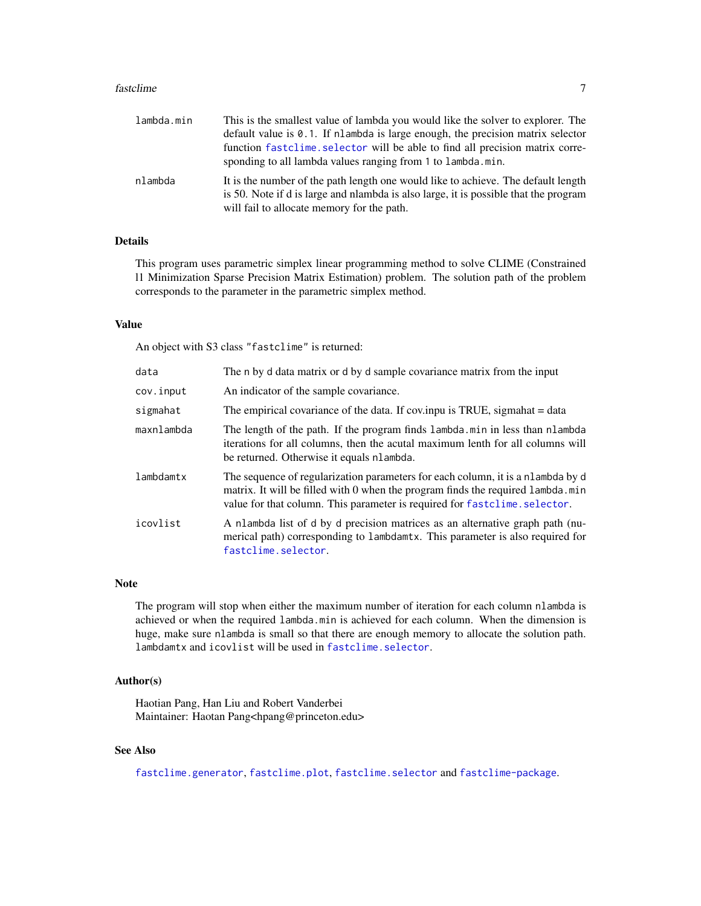| | |
|---|---|
| `lambda.min` | This is the smallest value of lambda you would like the solver to explorer. The default value is `0.1`. If `nlambda` is large enough, the precision matrix selector function `fastclime.selector` will be able to find all precision matrix corresponding to all lambda values ranging from `1` to `lambda.min`. |
| `nlambda` | It is the number of the path length one would like to achieve. The default length is 50. Note if d is large and nlambda is also large, it is possible that the program will fail to allocate memory for the path. |

## Details

This program uses parametric simplex linear programming method to solve CLIME (Constrained l1 Minimization Sparse Precision Matrix Estimation) problem. The solution path of the problem corresponds to the parameter in the parametric simplex method.

## Value

An object with S3 class `"fastclime"` is returned:

| | |
|---|---|
| `data` | The `n` by `d` data matrix or `d` by `d` sample covariance matrix from the input |
| `cov.input` | An indicator of the sample covariance. |
| `sigmahat` | The empirical covariance of the data. If cov.inpu is TRUE, sigmahat = data |
| `maxnlambda` | The length of the path. If the program finds `lambda.min` in less than `nlambda` iterations for all columns, then the acutal maximum lenth for all columns will be returned. Otherwise it equals `nlambda`. |
| `lambdamtx` | The sequence of regularization parameters for each column, it is a `nlambda` by `d` matrix. It will be filled with 0 when the program finds the required `lambda.min` value for that column. This parameter is required for `fastclime.selector`. |
| `icovlist` | A `nlambda` list of `d` by `d` precision matrices as an alternative graph path (numerical path) corresponding to `lambdamtx`. This parameter is also required for `fastclime.selector`. |

## Note

The program will stop when either the maximum number of iteration for each column `nlambda` is achieved or when the required `lambda.min` is achieved for each column. When the dimension is huge, make sure `nlambda` is small so that there are enough memory to allocate the solution path. `lambdamtx` and `icovlist` will be used in `fastclime.selector`.

## Author(s)

Haotian Pang, Han Liu and Robert Vanderbei
Maintainer: Haotan Pang<hpang@princeton.edu>

## See Also

`fastclime.generator`, `fastclime.plot`, `fastclime.selector` and `fastclime-package`.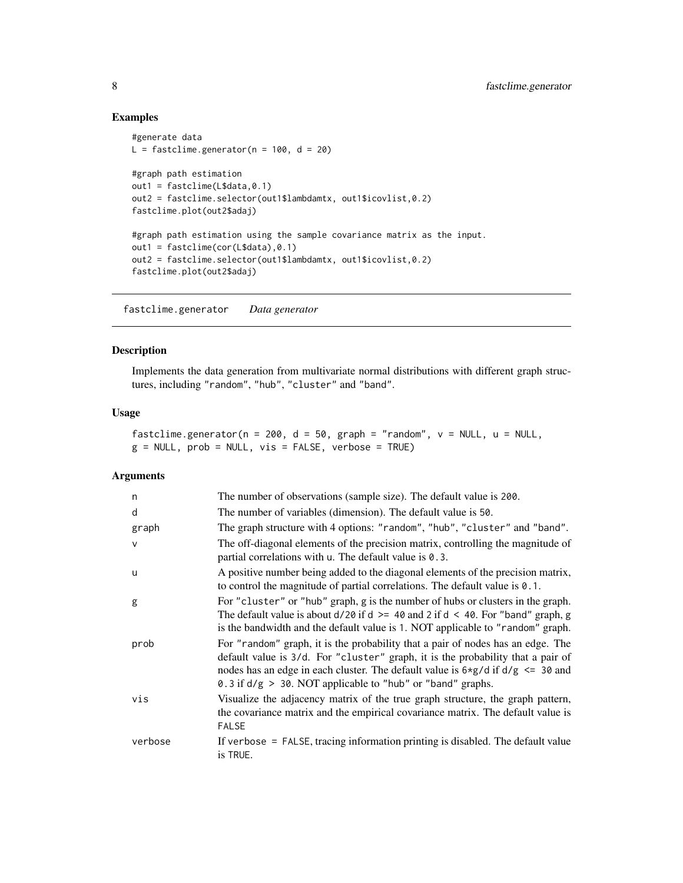## Examples

```
#generate data
L = fastclime.generator(n = 100, d = 20)

#graph path estimation
out1 = fastclime(L$data,0.1)
out2 = fastclime.selector(out1$lambdamtx, out1$icovlist,0.2)
fastclime.plot(out2$adaj)

#graph path estimation using the sample covariance matrix as the input.
out1 = fastclime(cor(L$data),0.1)
out2 = fastclime.selector(out1$lambdamtx, out1$icovlist,0.2)
fastclime.plot(out2$adaj)
```

---

# fastclime.generator *Data generator*

## Description

Implements the data generation from multivariate normal distributions with different graph structures, including "random", "hub", "cluster" and "band".

## Usage

```
fastclime.generator(n = 200, d = 50, graph = "random", v = NULL, u = NULL,
g = NULL, prob = NULL, vis = FALSE, verbose = TRUE)
```

## Arguments

| | |
|---|---|
| n | The number of observations (sample size). The default value is 200. |
| d | The number of variables (dimension). The default value is 50. |
| graph | The graph structure with 4 options: "random", "hub", "cluster" and "band". |
| v | The off-diagonal elements of the precision matrix, controlling the magnitude of partial correlations with u. The default value is 0.3. |
| u | A positive number being added to the diagonal elements of the precision matrix, to control the magnitude of partial correlations. The default value is 0.1. |
| g | For "cluster" or "hub" graph, g is the number of hubs or clusters in the graph. The default value is about d/20 if d >= 40 and 2 if d < 40. For "band" graph, g is the bandwidth and the default value is 1. NOT applicable to "random" graph. |
| prob | For "random" graph, it is the probability that a pair of nodes has an edge. The default value is 3/d. For "cluster" graph, it is the probability that a pair of nodes has an edge in each cluster. The default value is 6*g/d if d/g <= 30 and 0.3 if d/g > 30. NOT applicable to "hub" or "band" graphs. |
| vis | Visualize the adjacency matrix of the true graph structure, the graph pattern, the covariance matrix and the empirical covariance matrix. The default value is FALSE |
| verbose | If verbose = FALSE, tracing information printing is disabled. The default value is TRUE. |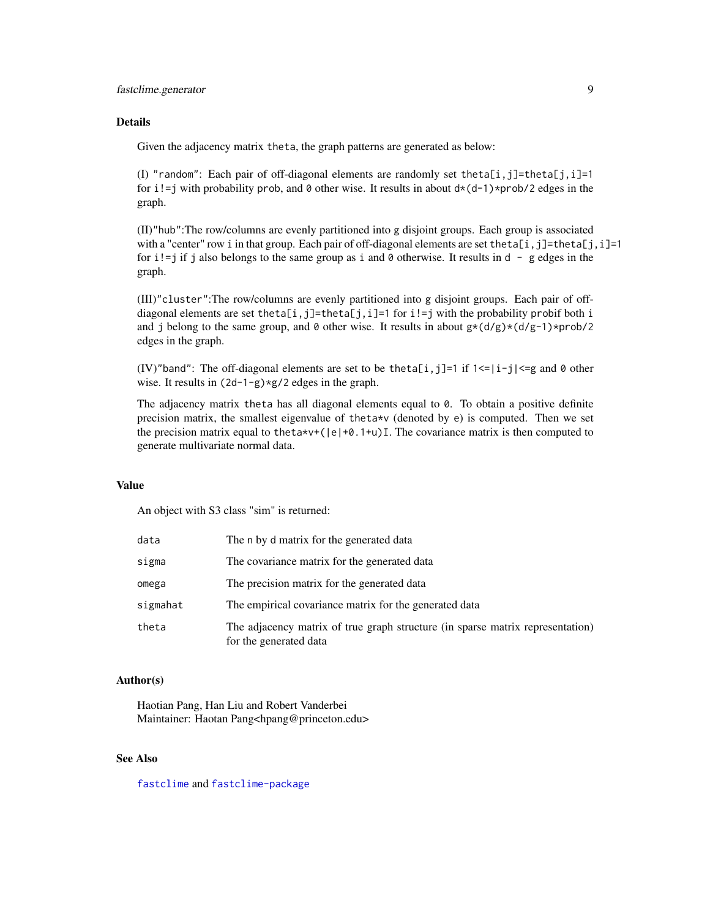### Details

Given the adjacency matrix `theta`, the graph patterns are generated as below:

(I) `"random"`: Each pair of off-diagonal elements are randomly set `theta[i,j]=theta[j,i]=1` for `i!=j` with probability `prob`, and `0` other wise. It results in about `d*(d-1)*prob/2` edges in the graph.

(II)`"hub"`:The row/columns are evenly partitioned into `g` disjoint groups. Each group is associated with a "center" row `i` in that group. Each pair of off-diagonal elements are set `theta[i,j]=theta[j,i]=1` for `i!=j` if `j` also belongs to the same group as `i` and `0` otherwise. It results in `d - g` edges in the graph.

(III)`"cluster"`:The row/columns are evenly partitioned into `g` disjoint groups. Each pair of off-diagonal elements are set `theta[i,j]=theta[j,i]=1` for `i!=j` with the probability `prob`if both `i` and `j` belong to the same group, and `0` other wise. It results in about `g*(d/g)*(d/g-1)*prob/2` edges in the graph.

(IV)`"band"`: The off-diagonal elements are set to be `theta[i,j]=1` if `1<=|i-j|<=g` and `0` other wise. It results in `(2d-1-g)*g/2` edges in the graph.

The adjacency matrix `theta` has all diagonal elements equal to `0`. To obtain a positive definite precision matrix, the smallest eigenvalue of `theta*v` (denoted by `e`) is computed. Then we set the precision matrix equal to `theta*v+(|e|+0.1+u)I`. The covariance matrix is then computed to generate multivariate normal data.

### Value

An object with S3 class "sim" is returned:

| | |
|---|---|
| `data` | The `n` by `d` matrix for the generated data |
| `sigma` | The covariance matrix for the generated data |
| `omega` | The precision matrix for the generated data |
| `sigmahat` | The empirical covariance matrix for the generated data |
| `theta` | The adjacency matrix of true graph structure (in sparse matrix representation) for the generated data |

### Author(s)

Haotian Pang, Han Liu and Robert Vanderbei
Maintainer: Haotan Pang<hpang@princeton.edu>

### See Also

`fastclime` and `fastclime-package`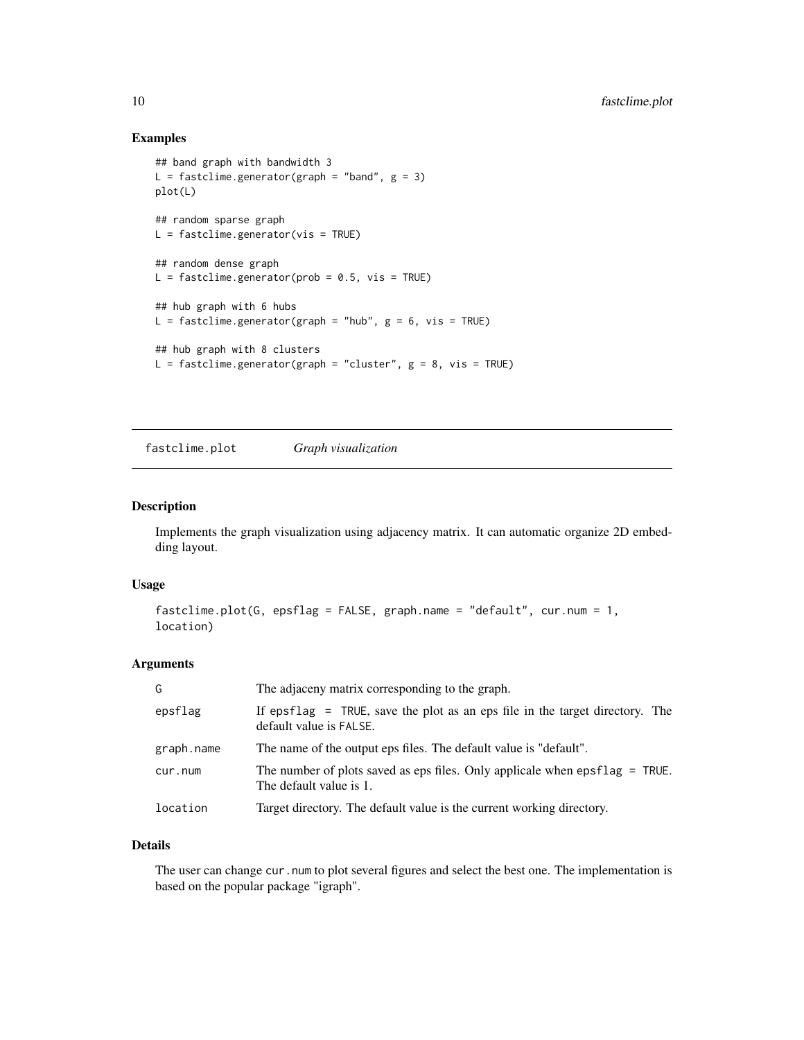## Examples

```
## band graph with bandwidth 3
L = fastclime.generator(graph = "band", g = 3)
plot(L)

## random sparse graph
L = fastclime.generator(vis = TRUE)

## random dense graph
L = fastclime.generator(prob = 0.5, vis = TRUE)

## hub graph with 6 hubs
L = fastclime.generator(graph = "hub", g = 6, vis = TRUE)

## hub graph with 8 clusters
L = fastclime.generator(graph = "cluster", g = 8, vis = TRUE)
```

---

# fastclime.plot *Graph visualization*

---

## Description

Implements the graph visualization using adjacency matrix. It can automatic organize 2D embedding layout.

## Usage

```
fastclime.plot(G, epsflag = FALSE, graph.name = "default", cur.num = 1,
location)
```

## Arguments

| | |
|---|---|
| G | The adjaceny matrix corresponding to the graph. |
| epsflag | If `epsflag = TRUE`, save the plot as an eps file in the target directory. The default value is `FALSE`. |
| graph.name | The name of the output eps files. The default value is "default". |
| cur.num | The number of plots saved as eps files. Only applicale when `epsflag = TRUE`. The default value is 1. |
| location | Target directory. The default value is the current working directory. |

## Details

The user can change `cur.num` to plot several figures and select the best one. The implementation is based on the popular package "igraph".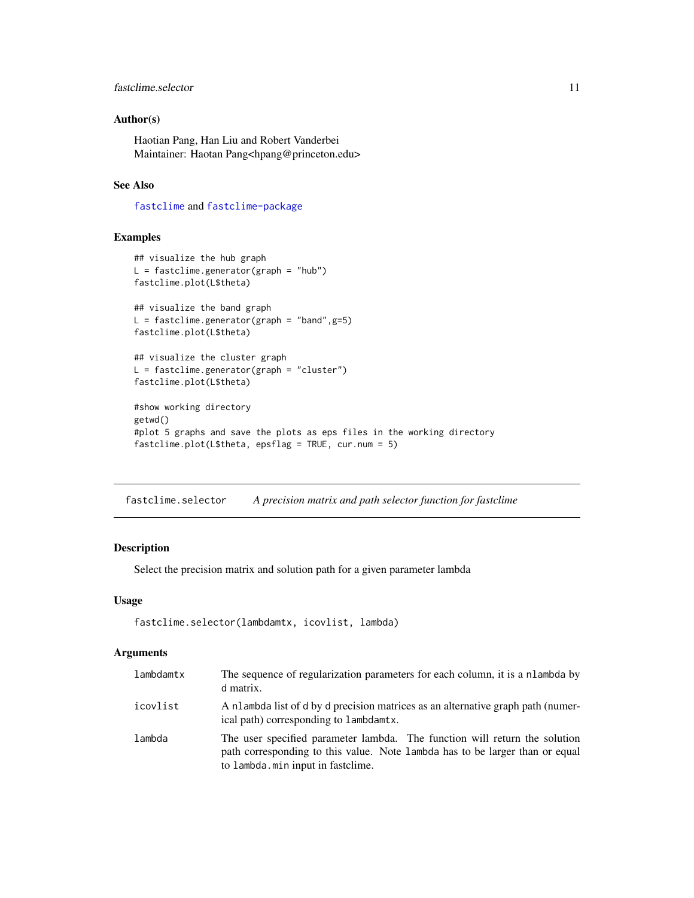### Author(s)

Haotian Pang, Han Liu and Robert Vanderbei
Maintainer: Haotan Pang<hpang@princeton.edu>

### See Also

fastclime and fastclime-package

### Examples

```
## visualize the hub graph
L = fastclime.generator(graph = "hub")
fastclime.plot(L$theta)

## visualize the band graph
L = fastclime.generator(graph = "band",g=5)
fastclime.plot(L$theta)

## visualize the cluster graph
L = fastclime.generator(graph = "cluster")
fastclime.plot(L$theta)

#show working directory
getwd()
#plot 5 graphs and save the plots as eps files in the working directory
fastclime.plot(L$theta, epsflag = TRUE, cur.num = 5)
```

---

## fastclime.selector — *A precision matrix and path selector function for fastclime*

---

### Description

Select the precision matrix and solution path for a given parameter lambda

### Usage

```
fastclime.selector(lambdamtx, icovlist, lambda)
```

### Arguments

| | |
|---|---|
| lambdamtx | The sequence of regularization parameters for each column, it is a nlambda by d matrix. |
| icovlist | A nlambda list of d by d precision matrices as an alternative graph path (numerical path) corresponding to lambdamtx. |
| lambda | The user specified parameter lambda. The function will return the solution path corresponding to this value. Note lambda has to be larger than or equal to lambda.min input in fastclime. |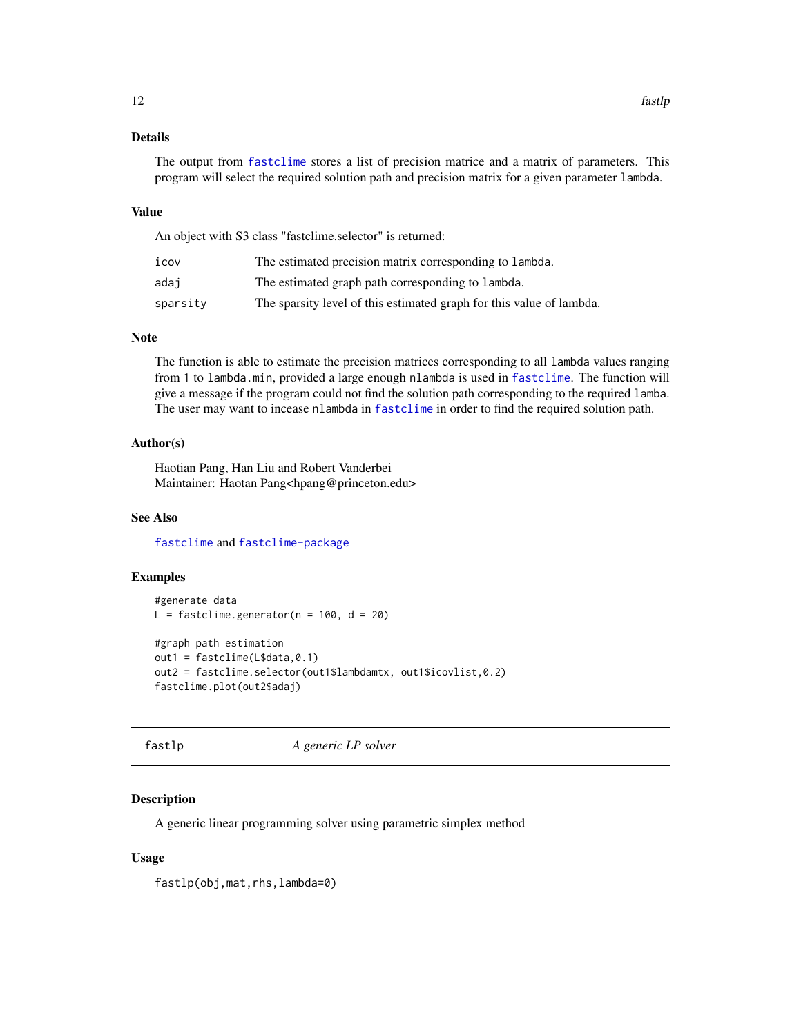### Details

The output from `fastclime` stores a list of precision matrice and a matrix of parameters. This program will select the required solution path and precision matrix for a given parameter `lambda`.

### Value

An object with S3 class "fastclime.selector" is returned:

| | |
|---|---|
| `icov` | The estimated precision matrix corresponding to `lambda`. |
| `adaj` | The estimated graph path corresponding to `lambda`. |
| `sparsity` | The sparsity level of this estimated graph for this value of lambda. |

### Note

The function is able to estimate the precision matrices corresponding to all `lambda` values ranging from 1 to `lambda.min`, provided a large enough `nlambda` is used in `fastclime`. The function will give a message if the program could not find the solution path corresponding to the required `lamba`. The user may want to incease `nlambda` in `fastclime` in order to find the required solution path.

### Author(s)

Haotian Pang, Han Liu and Robert Vanderbei
Maintainer: Haotian Pang<hpang@princeton.edu>

### See Also

`fastclime` and `fastclime-package`

### Examples

```
#generate data
L = fastclime.generator(n = 100, d = 20)

#graph path estimation
out1 = fastclime(L$data,0.1)
out2 = fastclime.selector(out1$lambdamtx, out1$icovlist,0.2)
fastclime.plot(out2$adaj)
```

---

## fastlp — *A generic LP solver*

---

### Description

A generic linear programming solver using parametric simplex method

### Usage

```
fastlp(obj,mat,rhs,lambda=0)
```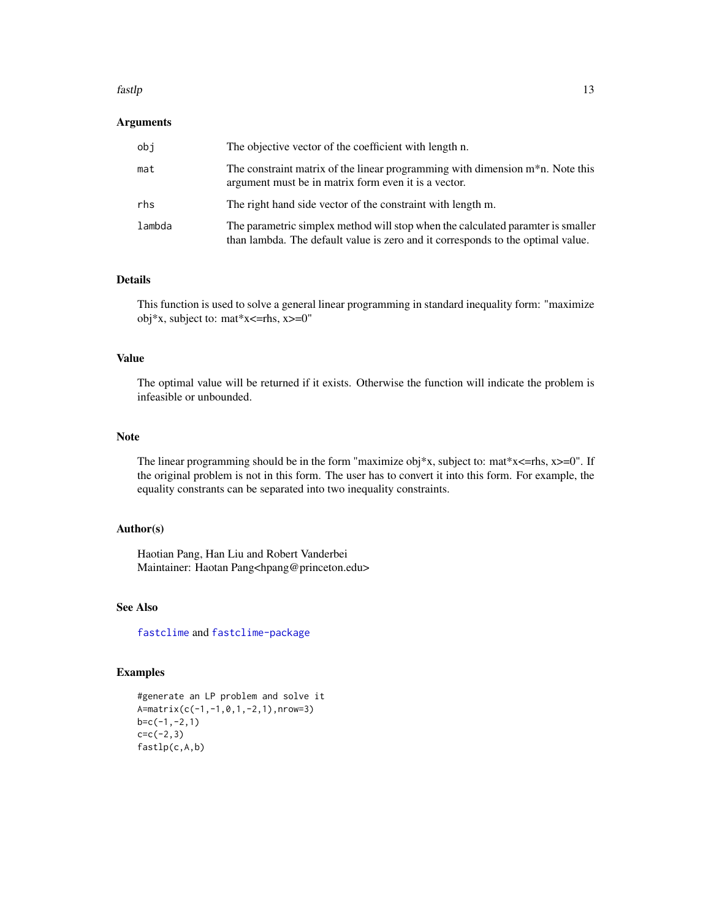### Arguments

| | |
|---|---|
| `obj` | The objective vector of the coefficient with length n. |
| `mat` | The constraint matrix of the linear programming with dimension m*n. Note this argument must be in matrix form even it is a vector. |
| `rhs` | The right hand side vector of the constraint with length m. |
| `lambda` | The parametric simplex method will stop when the calculated paramter is smaller than lambda. The default value is zero and it corresponds to the optimal value. |

### Details

This function is used to solve a general linear programming in standard inequality form: "maximize obj*x, subject to: mat*x<=rhs, x>=0"

### Value

The optimal value will be returned if it exists. Otherwise the function will indicate the problem is infeasible or unbounded.

### Note

The linear programming should be in the form "maximize obj*x, subject to: mat*x<=rhs, x>=0". If the original problem is not in this form. The user has to convert it into this form. For example, the equality constrants can be separated into two inequality constraints.

### Author(s)

Haotian Pang, Han Liu and Robert Vanderbei
Maintainer: Haotan Pang<hpang@princeton.edu>

### See Also

`fastclime` and `fastclime-package`

### Examples

```
#generate an LP problem and solve it
A=matrix(c(-1,-1,0,1,-2,1),nrow=3)
b=c(-1,-2,1)
c=c(-2,3)
fastlp(c,A,b)
```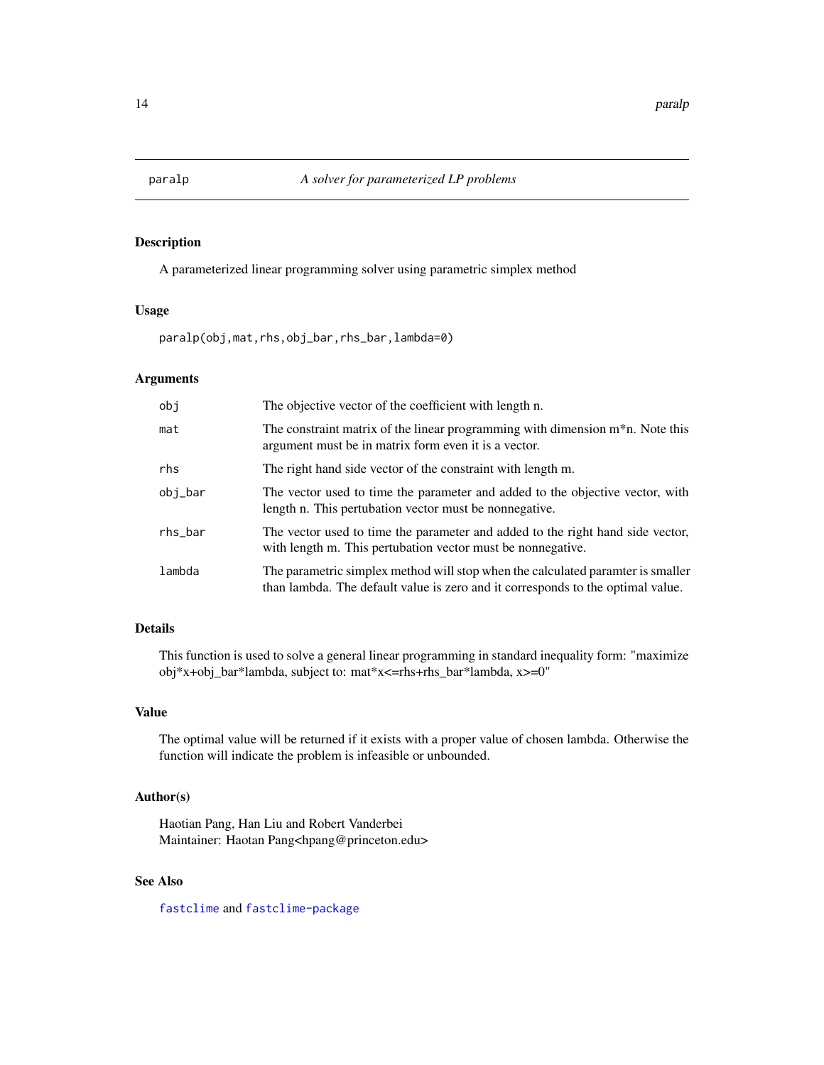# paralp — *A solver for parameterized LP problems*

## Description

A parameterized linear programming solver using parametric simplex method

## Usage

```
paralp(obj,mat,rhs,obj_bar,rhs_bar,lambda=0)
```

## Arguments

| Argument | Description |
|---|---|
| `obj` | The objective vector of the coefficient with length n. |
| `mat` | The constraint matrix of the linear programming with dimension m*n. Note this argument must be in matrix form even it is a vector. |
| `rhs` | The right hand side vector of the constraint with length m. |
| `obj_bar` | The vector used to time the parameter and added to the objective vector, with length n. This pertubation vector must be nonnegative. |
| `rhs_bar` | The vector used to time the parameter and added to the right hand side vector, with length m. This pertubation vector must be nonnegative. |
| `lambda` | The parametric simplex method will stop when the calculated paramter is smaller than lambda. The default value is zero and it corresponds to the optimal value. |

## Details

This function is used to solve a general linear programming in standard inequality form: "maximize obj*x+obj_bar*lambda, subject to: mat*x<=rhs+rhs_bar*lambda, x>=0"

## Value

The optimal value will be returned if it exists with a proper value of chosen lambda. Otherwise the function will indicate the problem is infeasible or unbounded.

## Author(s)

Haotian Pang, Han Liu and Robert Vanderbei
Maintainer: Haotan Pang<hpang@princeton.edu>

## See Also

`fastclime` and `fastclime-package`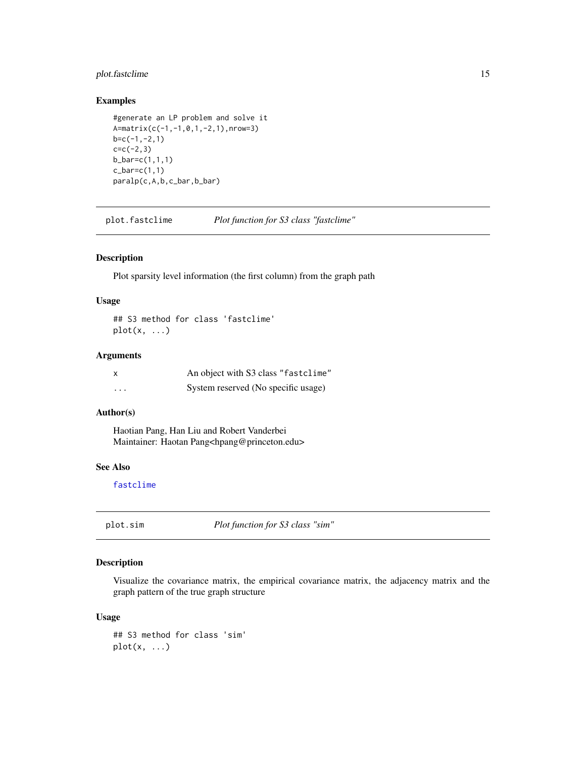### Examples

```
#generate an LP problem and solve it
A=matrix(c(-1,-1,0,1,-2,1),nrow=3)
b=c(-1,-2,1)
c=c(-2,3)
b_bar=c(1,1,1)
c_bar=c(1,1)
paralp(c,A,b,c_bar,b_bar)
```

---

## plot.fastclime — *Plot function for S3 class "fastclime"*

### Description

Plot sparsity level information (the first column) from the graph path

### Usage

```
## S3 method for class 'fastclime'
plot(x, ...)
```

### Arguments

| | |
|---|---|
| x | An object with S3 class "fastclime" |
| ... | System reserved (No specific usage) |

### Author(s)

Haotian Pang, Han Liu and Robert Vanderbei
Maintainer: Haotan Pang<hpang@princeton.edu>

### See Also

fastclime

---

## plot.sim — *Plot function for S3 class "sim"*

### Description

Visualize the covariance matrix, the empirical covariance matrix, the adjacency matrix and the graph pattern of the true graph structure

### Usage

```
## S3 method for class 'sim'
plot(x, ...)
```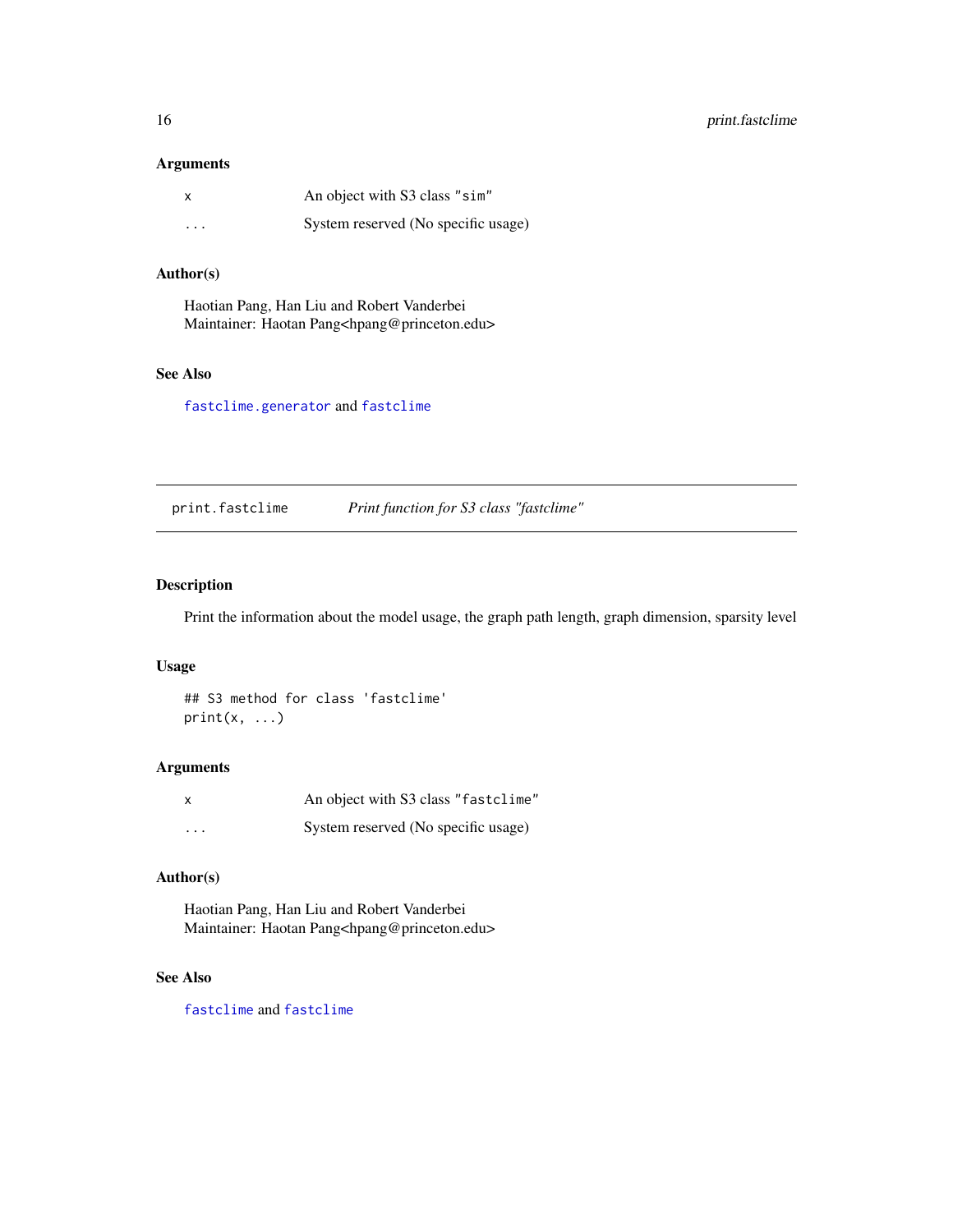### Arguments

| | |
|---|---|
| `x` | An object with S3 class `"sim"` |
| `...` | System reserved (No specific usage) |

### Author(s)

Haotian Pang, Han Liu and Robert Vanderbei
Maintainer: Haotan Pang<hpang@princeton.edu>

### See Also

`fastclime.generator` and `fastclime`

---

## `print.fastclime` *Print function for S3 class "fastclime"*

---

### Description

Print the information about the model usage, the graph path length, graph dimension, sparsity level

### Usage

```
## S3 method for class 'fastclime'
print(x, ...)
```

### Arguments

| | |
|---|---|
| `x` | An object with S3 class `"fastclime"` |
| `...` | System reserved (No specific usage) |

### Author(s)

Haotian Pang, Han Liu and Robert Vanderbei
Maintainer: Haotan Pang<hpang@princeton.edu>

### See Also

`fastclime` and `fastclime`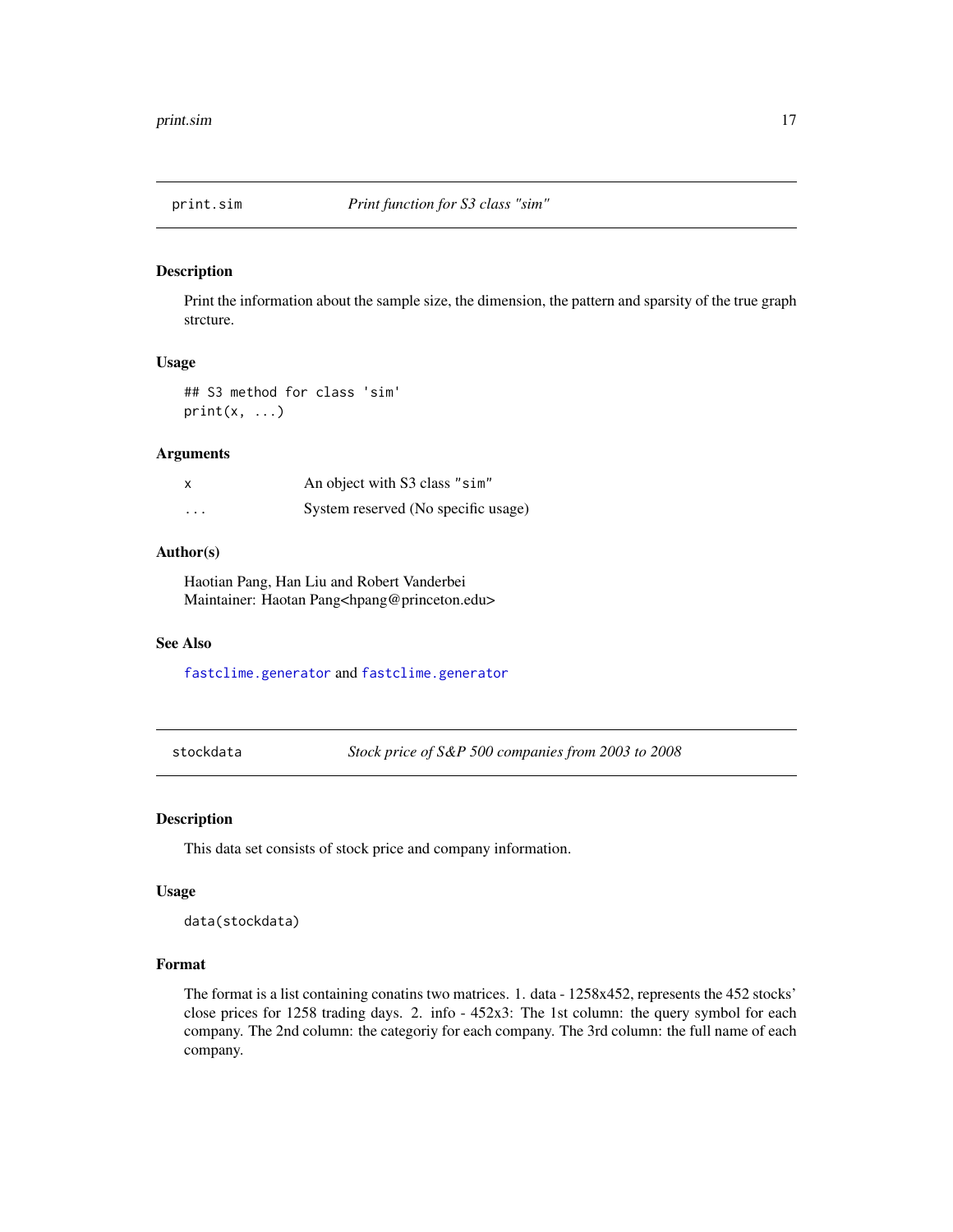## print.sim — *Print function for S3 class "sim"*

### Description

Print the information about the sample size, the dimension, the pattern and sparsity of the true graph strcture.

### Usage

```
## S3 method for class 'sim'
print(x, ...)
```

### Arguments

| | |
|---|---|
| `x` | An object with S3 class "sim" |
| `...` | System reserved (No specific usage) |

### Author(s)

Haotian Pang, Han Liu and Robert Vanderbei
Maintainer: Haotan Pang<hpang@princeton.edu>

### See Also

`fastclime.generator` and `fastclime.generator`

## stockdata — *Stock price of S&P 500 companies from 2003 to 2008*

### Description

This data set consists of stock price and company information.

### Usage

```
data(stockdata)
```

### Format

The format is a list containing conatins two matrices. 1. data - 1258x452, represents the 452 stocks' close prices for 1258 trading days. 2. info - 452x3: The 1st column: the query symbol for each company. The 2nd column: the categoriy for each company. The 3rd column: the full name of each company.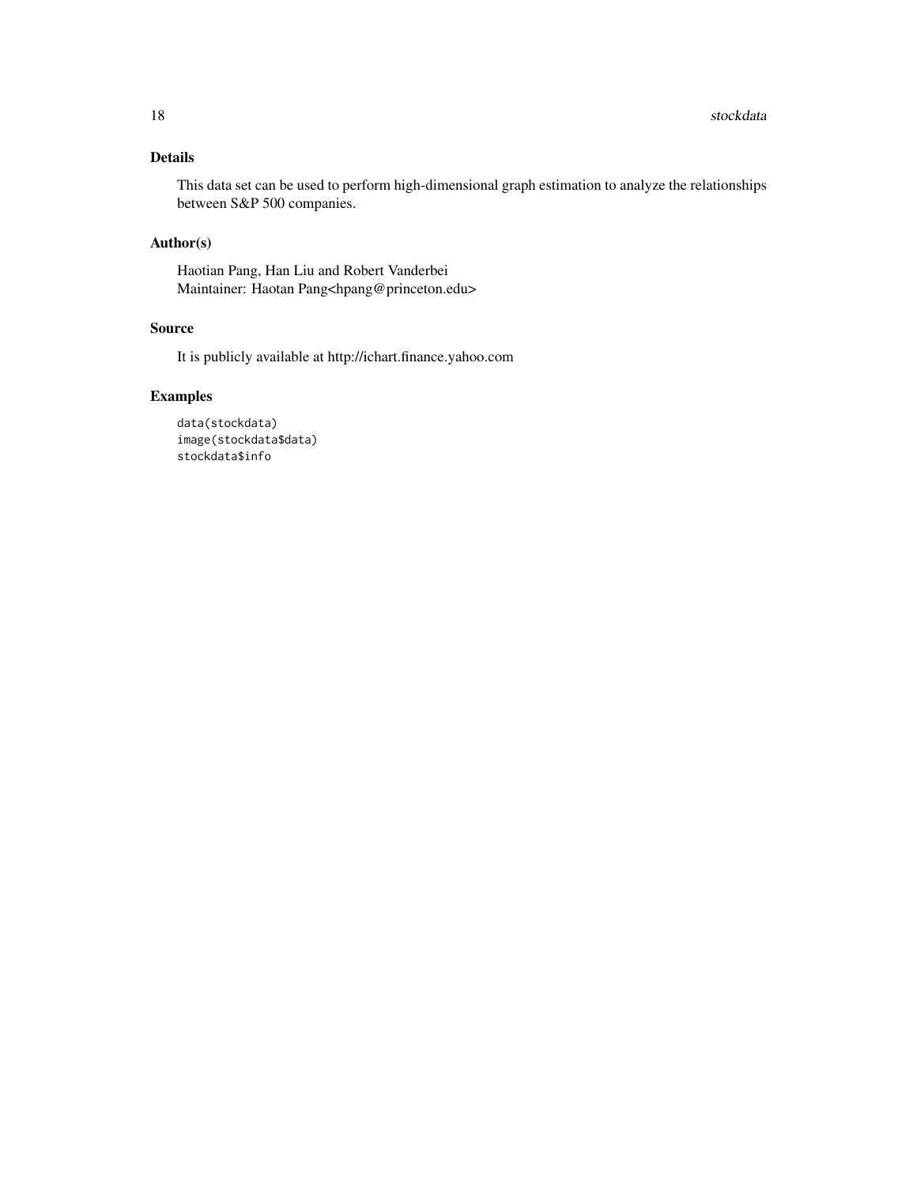## Details

This data set can be used to perform high-dimensional graph estimation to analyze the relationships between S&P 500 companies.

## Author(s)

Haotian Pang, Han Liu and Robert Vanderbei
Maintainer: Haotan Pang<hpang@princeton.edu>

## Source

It is publicly available at http://ichart.finance.yahoo.com

## Examples

```
data(stockdata)
image(stockdata$data)
stockdata$info
```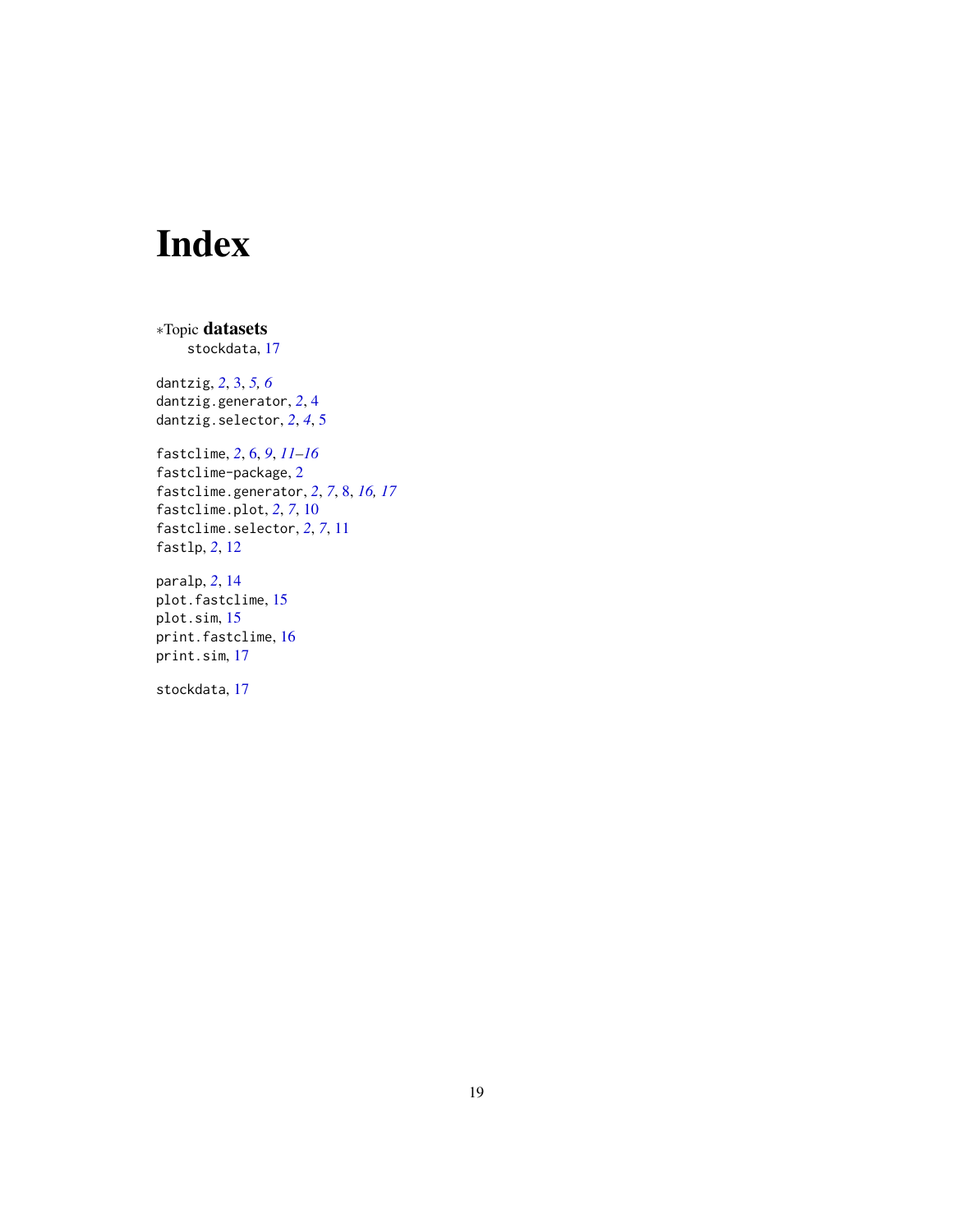# Index

∗Topic **datasets**
    stockdata, 17

dantzig, *2*, 3, *5, 6*
dantzig.generator, *2*, 4
dantzig.selector, *2*, *4*, 5

fastclime, *2*, 6, *9*, *11–16*
fastclime-package, 2
fastclime.generator, *2*, *7*, 8, *16, 17*
fastclime.plot, *2*, *7*, 10
fastclime.selector, *2*, *7*, 11
fastlp, *2*, 12

paralp, *2*, 14
plot.fastclime, 15
plot.sim, 15
print.fastclime, 16
print.sim, 17

stockdata, 17